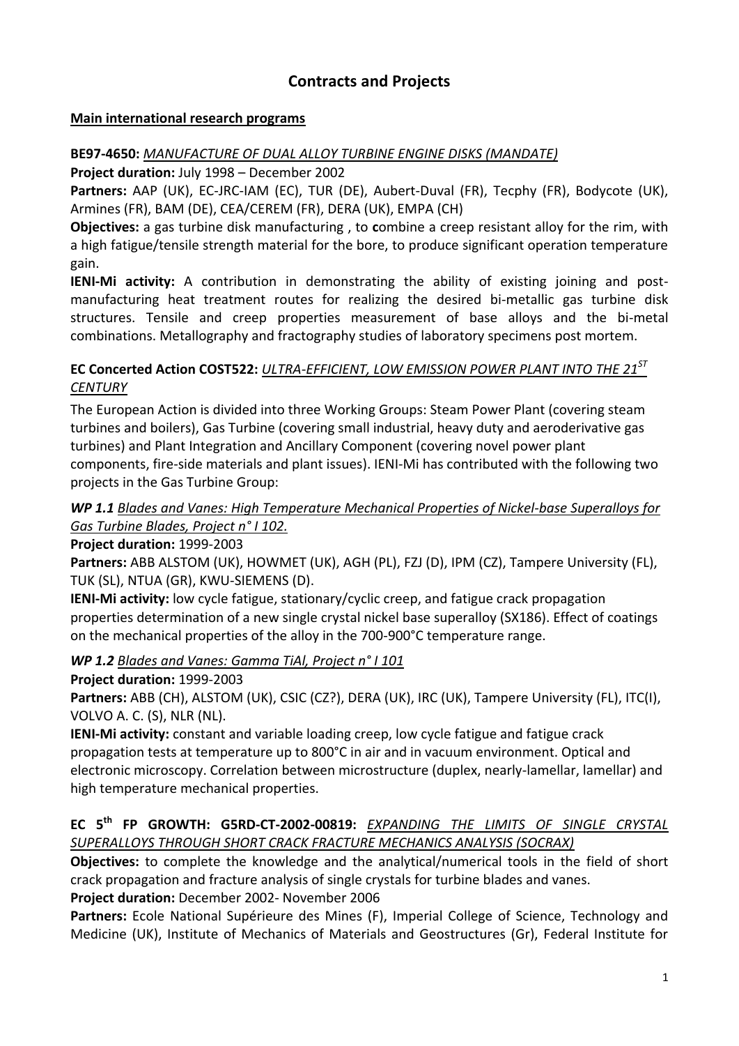# Contracts and Projects

**Main international research programs**

**BE97-4650:** *MANUFACTURE OF DUAL ALLOY TURBINE ENGINE DISKS (MANDATE)*

**Project duration:** July 1998 – December 2002

**Partners:** AAP (UK), EC-JRC-IAM (EC), TUR (DE), Aubert-Duval (FR), Tecphy (FR), Bodycote (UK), Armines (FR), BAM (DE), CEA/CEREM (FR), DERA (UK), EMPA (CH)

**Objectives:** a gas turbine disk manufacturing , to **c**ombine a creep resistant alloy for the rim, with a high fatigue/tensile strength material for the bore, to produce significant operation temperature gain.

**IENI-Mi activity:** A contribution in demonstrating the ability of existing joining and post-manufacturing heat treatment routes for realizing the desired bi-metallic gas turbine disk structures. Tensile and creep properties measurement of base alloys and the bi-metal combinations. Metallography and fractography studies of laboratory specimens post mortem.

**EC Concerted Action COST522:** *ULTRA-EFFICIENT, LOW EMISSION POWER PLANT INTO THE 21ST CENTURY*

The European Action is divided into three Working Groups: Steam Power Plant (covering steam turbines and boilers), Gas Turbine (covering small industrial, heavy duty and aeroderivative gas turbines) and Plant Integration and Ancillary Component (covering novel power plant components, fire-side materials and plant issues). IENI-Mi has contributed with the following two projects in the Gas Turbine Group:

***WP 1.1*** *Blades and Vanes: High Temperature Mechanical Properties of Nickel-base Superalloys for Gas Turbine Blades, Project n° I 102.*

**Project duration:** 1999-2003

**Partners:** ABB ALSTOM (UK), HOWMET (UK), AGH (PL), FZJ (D), IPM (CZ), Tampere University (FL), TUK (SL), NTUA (GR), KWU-SIEMENS (D).

**IENI-Mi activity:** low cycle fatigue, stationary/cyclic creep, and fatigue crack propagation properties determination of a new single crystal nickel base superalloy (SX186). Effect of coatings on the mechanical properties of the alloy in the 700-900°C temperature range.

***WP 1.2*** *Blades and Vanes: Gamma TiAl, Project n° I 101*

**Project duration:** 1999-2003

**Partners:** ABB (CH), ALSTOM (UK), CSIC (CZ?), DERA (UK), IRC (UK), Tampere University (FL), ITC(I), VOLVO A. C. (S), NLR (NL).

**IENI-Mi activity:** constant and variable loading creep, low cycle fatigue and fatigue crack propagation tests at temperature up to 800°C in air and in vacuum environment. Optical and electronic microscopy. Correlation between microstructure (duplex, nearly-lamellar, lamellar) and high temperature mechanical properties.

**EC 5th FP GROWTH: G5RD-CT-2002-00819:** *EXPANDING THE LIMITS OF SINGLE CRYSTAL SUPERALLOYS THROUGH SHORT CRACK FRACTURE MECHANICS ANALYSIS (SOCRAX)*

**Objectives:** to complete the knowledge and the analytical/numerical tools in the field of short crack propagation and fracture analysis of single crystals for turbine blades and vanes.

**Project duration:** December 2002- November 2006

**Partners:** Ecole National Supérieure des Mines (F), Imperial College of Science, Technology and Medicine (UK), Institute of Mechanics of Materials and Geostructures (Gr), Federal Institute for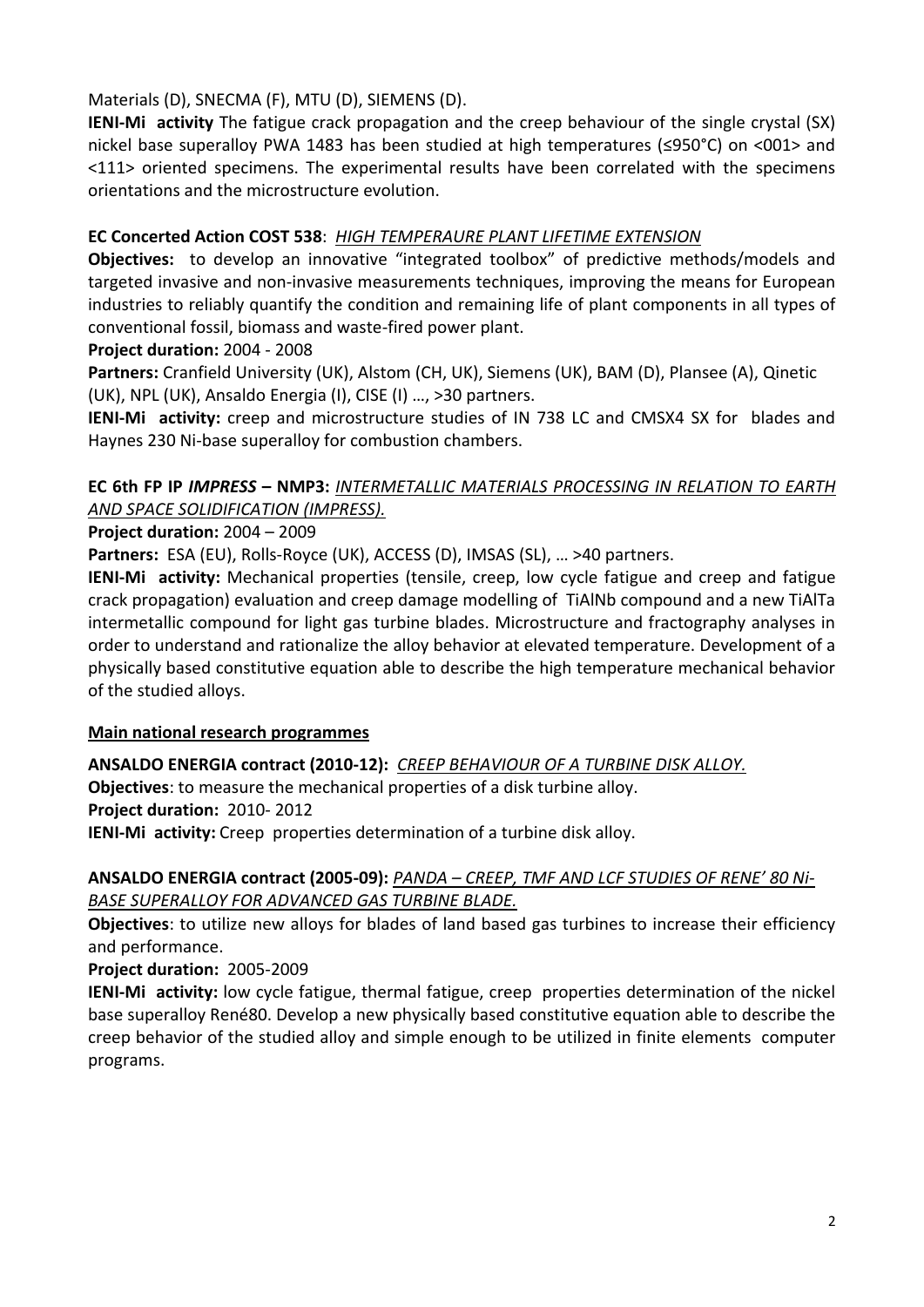Materials (D), SNECMA (F), MTU (D), SIEMENS (D).

**IENI-Mi activity** The fatigue crack propagation and the creep behaviour of the single crystal (SX) nickel base superalloy PWA 1483 has been studied at high temperatures (≤950°C) on <001> and <111> oriented specimens. The experimental results have been correlated with the specimens orientations and the microstructure evolution.

**EC Concerted Action COST 538**: *HIGH TEMPERAURE PLANT LIFETIME EXTENSION*

**Objectives:** to develop an innovative "integrated toolbox" of predictive methods/models and targeted invasive and non-invasive measurements techniques, improving the means for European industries to reliably quantify the condition and remaining life of plant components in all types of conventional fossil, biomass and waste-fired power plant.

**Project duration:** 2004 - 2008

**Partners:** Cranfield University (UK), Alstom (CH, UK), Siemens (UK), BAM (D), Plansee (A), Qinetic (UK), NPL (UK), Ansaldo Energia (I), CISE (I) …, >30 partners.

**IENI-Mi activity:** creep and microstructure studies of IN 738 LC and CMSX4 SX for blades and Haynes 230 Ni-base superalloy for combustion chambers.

**EC 6th FP IP *IMPRESS* – NMP3:** *INTERMETALLIC MATERIALS PROCESSING IN RELATION TO EARTH AND SPACE SOLIDIFICATION (IMPRESS).*

**Project duration:** 2004 – 2009

**Partners:** ESA (EU), Rolls-Royce (UK), ACCESS (D), IMSAS (SL), … >40 partners.

**IENI-Mi activity:** Mechanical properties (tensile, creep, low cycle fatigue and creep and fatigue crack propagation) evaluation and creep damage modelling of TiAlNb compound and a new TiAlTa intermetallic compound for light gas turbine blades. Microstructure and fractography analyses in order to understand and rationalize the alloy behavior at elevated temperature. Development of a physically based constitutive equation able to describe the high temperature mechanical behavior of the studied alloys.

**Main national research programmes**

**ANSALDO ENERGIA contract (2010-12):** *CREEP BEHAVIOUR OF A TURBINE DISK ALLOY.*

**Objectives**: to measure the mechanical properties of a disk turbine alloy.

**Project duration:** 2010- 2012

**IENI-Mi activity:** Creep properties determination of a turbine disk alloy.

**ANSALDO ENERGIA contract (2005-09):** *PANDA – CREEP, TMF AND LCF STUDIES OF RENE' 80 Ni-BASE SUPERALLOY FOR ADVANCED GAS TURBINE BLADE.*

**Objectives**: to utilize new alloys for blades of land based gas turbines to increase their efficiency and performance.

**Project duration:** 2005-2009

**IENI-Mi activity:** low cycle fatigue, thermal fatigue, creep properties determination of the nickel base superalloy René80. Develop a new physically based constitutive equation able to describe the creep behavior of the studied alloy and simple enough to be utilized in finite elements computer programs.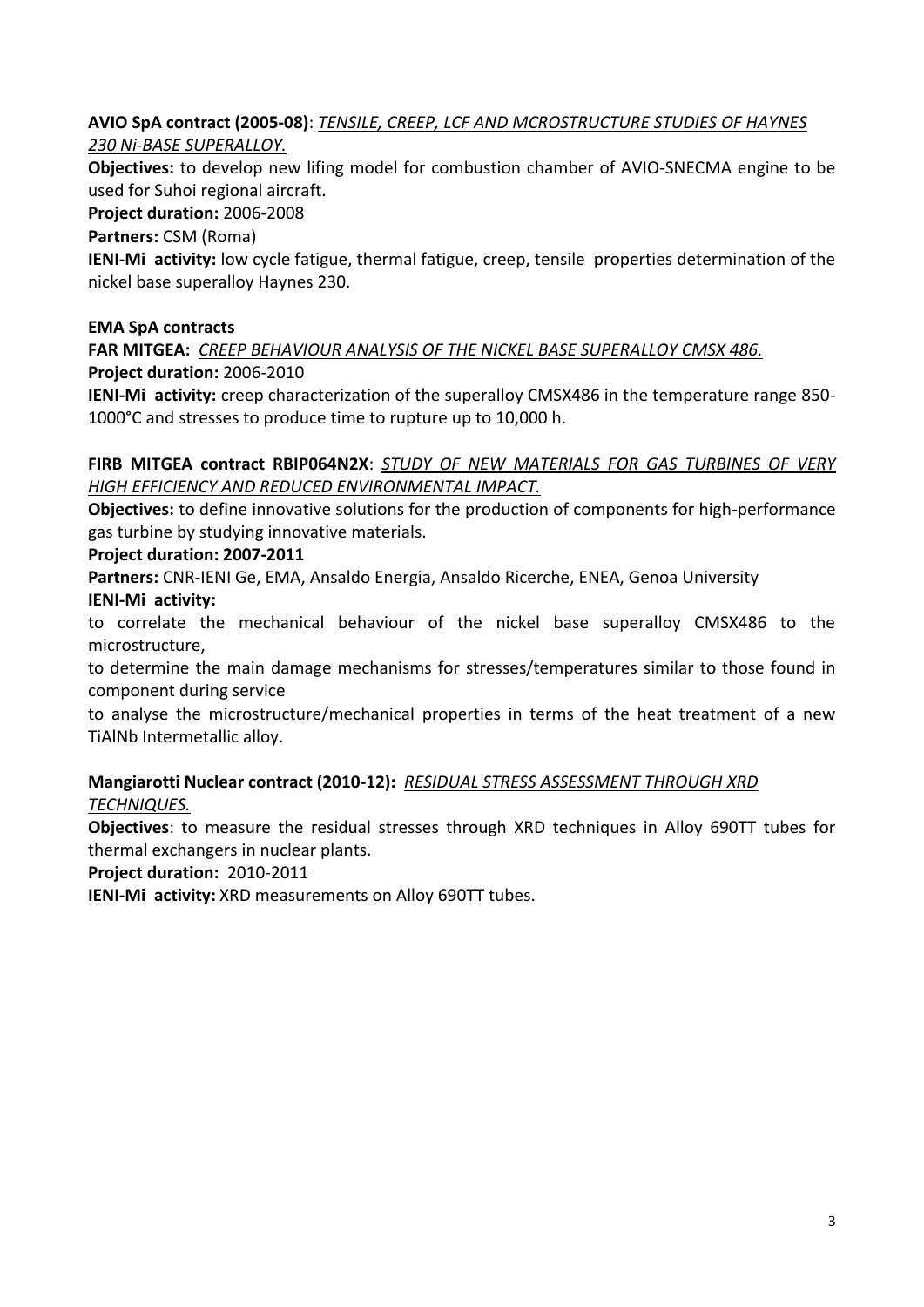**AVIO SpA contract (2005-08)**: *TENSILE, CREEP, LCF AND MCROSTRUCTURE STUDIES OF HAYNES 230 Ni-BASE SUPERALLOY.*

**Objectives:** to develop new lifing model for combustion chamber of AVIO-SNECMA engine to be used for Suhoi regional aircraft.

**Project duration:** 2006-2008

**Partners:** CSM (Roma)

**IENI-Mi activity:** low cycle fatigue, thermal fatigue, creep, tensile properties determination of the nickel base superalloy Haynes 230.

**EMA SpA contracts**

**FAR MITGEA:** *CREEP BEHAVIOUR ANALYSIS OF THE NICKEL BASE SUPERALLOY CMSX 486.*

**Project duration:** 2006-2010

**IENI-Mi activity:** creep characterization of the superalloy CMSX486 in the temperature range 850-1000°C and stresses to produce time to rupture up to 10,000 h.

**FIRB MITGEA contract RBIP064N2X**: *STUDY OF NEW MATERIALS FOR GAS TURBINES OF VERY HIGH EFFICIENCY AND REDUCED ENVIRONMENTAL IMPACT.*

**Objectives:** to define innovative solutions for the production of components for high-performance gas turbine by studying innovative materials.

**Project duration: 2007-2011**

**Partners:** CNR-IENI Ge, EMA, Ansaldo Energia, Ansaldo Ricerche, ENEA, Genoa University

**IENI-Mi activity:**

to correlate the mechanical behaviour of the nickel base superalloy CMSX486 to the microstructure,

to determine the main damage mechanisms for stresses/temperatures similar to those found in component during service

to analyse the microstructure/mechanical properties in terms of the heat treatment of a new TiAlNb Intermetallic alloy.

**Mangiarotti Nuclear contract (2010-12):** *RESIDUAL STRESS ASSESSMENT THROUGH XRD TECHNIQUES.*

**Objectives**: to measure the residual stresses through XRD techniques in Alloy 690TT tubes for thermal exchangers in nuclear plants.

**Project duration:** 2010-2011

**IENI-Mi activity:** XRD measurements on Alloy 690TT tubes.